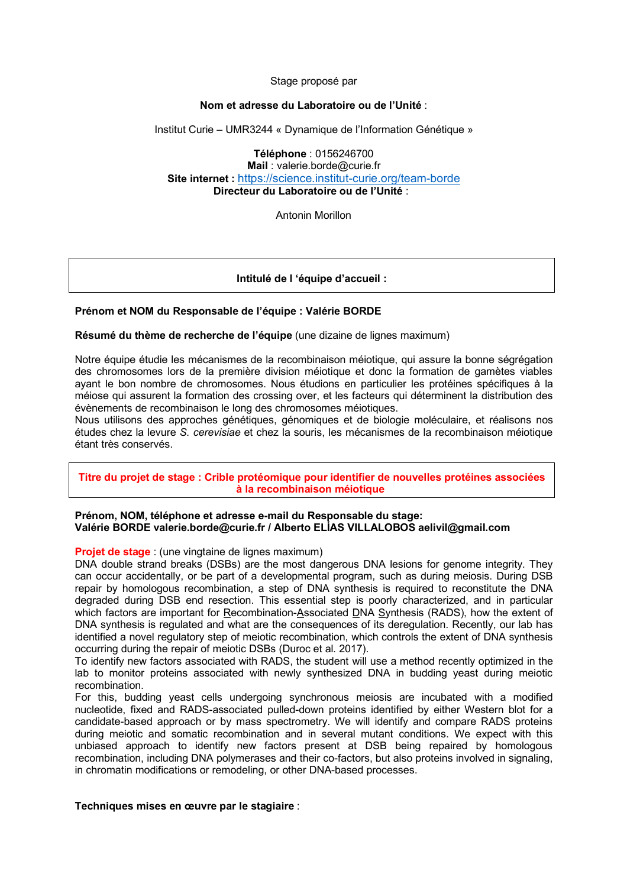Stage proposé par

**Nom et adresse du Laboratoire ou de l'Unité** :

Institut Curie – UMR3244 « Dynamique de l'Information Génétique »

**Téléphone** : 0156246700
**Mail** : valerie.borde@curie.fr
**Site internet :** https://science.institut-curie.org/team-borde
**Directeur du Laboratoire ou de l'Unité** :

Antonin Morillon

**Intitulé de l 'équipe d'accueil :**

**Prénom et NOM du Responsable de l'équipe : Valérie BORDE**

**Résumé du thème de recherche de l'équipe** (une dizaine de lignes maximum)

Notre équipe étudie les mécanismes de la recombinaison méiotique, qui assure la bonne ségrégation des chromosomes lors de la première division méiotique et donc la formation de gamètes viables ayant le bon nombre de chromosomes. Nous étudions en particulier les protéines spécifiques à la méiose qui assurent la formation des crossing over, et les facteurs qui déterminent la distribution des évènements de recombinaison le long des chromosomes méiotiques.
Nous utilisons des approches génétiques, génomiques et de biologie moléculaire, et réalisons nos études chez la levure *S. cerevisiae* et chez la souris, les mécanismes de la recombinaison méiotique étant très conservés.

**Titre du projet de stage : Crible protéomique pour identifier de nouvelles protéines associées à la recombinaison méiotique**

**Prénom, NOM, téléphone et adresse e-mail du Responsable du stage:**
**Valérie BORDE valerie.borde@curie.fr / Alberto ELÍAS VILLALOBOS aelivil@gmail.com**

**Projet de stage** : (une vingtaine de lignes maximum)
DNA double strand breaks (DSBs) are the most dangerous DNA lesions for genome integrity. They can occur accidentally, or be part of a developmental program, such as during meiosis. During DSB repair by homologous recombination, a step of DNA synthesis is required to reconstitute the DNA degraded during DSB end resection. This essential step is poorly characterized, and in particular which factors are important for Recombination-Associated DNA Synthesis (RADS), how the extent of DNA synthesis is regulated and what are the consequences of its deregulation. Recently, our lab has identified a novel regulatory step of meiotic recombination, which controls the extent of DNA synthesis occurring during the repair of meiotic DSBs (Duroc et al. 2017).
To identify new factors associated with RADS, the student will use a method recently optimized in the lab to monitor proteins associated with newly synthesized DNA in budding yeast during meiotic recombination.
For this, budding yeast cells undergoing synchronous meiosis are incubated with a modified nucleotide, fixed and RADS-associated pulled-down proteins identified by either Western blot for a candidate-based approach or by mass spectrometry. We will identify and compare RADS proteins during meiotic and somatic recombination and in several mutant conditions. We expect with this unbiased approach to identify new factors present at DSB being repaired by homologous recombination, including DNA polymerases and their co-factors, but also proteins involved in signaling, in chromatin modifications or remodeling, or other DNA-based processes.

**Techniques mises en œuvre par le stagiaire** :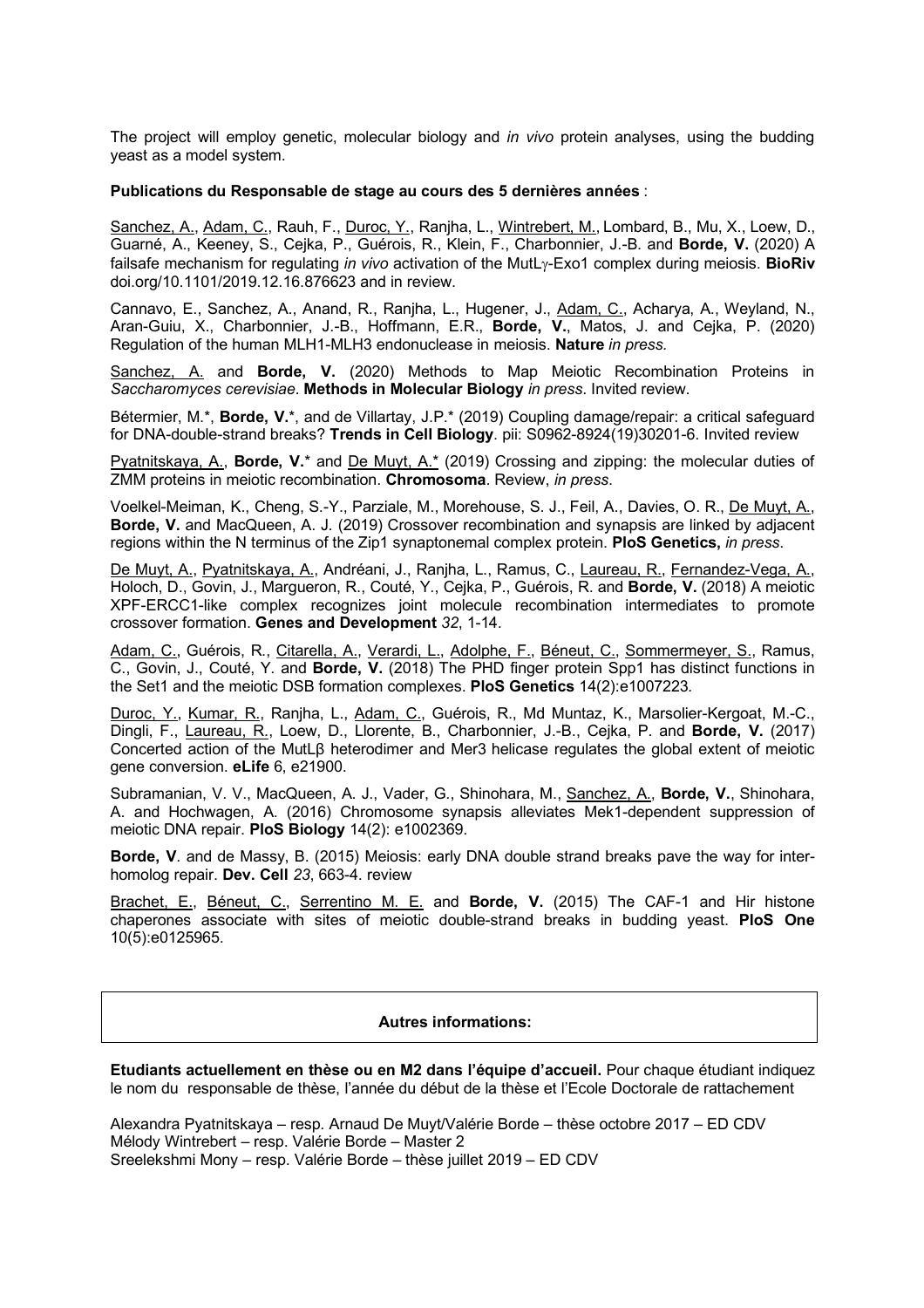The project will employ genetic, molecular biology and *in vivo* protein analyses, using the budding yeast as a model system.

**Publications du Responsable de stage au cours des 5 dernières années** :

Sanchez, A., Adam, C., Rauh, F., Duroc, Y., Ranjha, L., Wintrebert, M., Lombard, B., Mu, X., Loew, D., Guarné, A., Keeney, S., Cejka, P., Guérois, R., Klein, F., Charbonnier, J.-B. and **Borde, V.** (2020) A failsafe mechanism for regulating *in vivo* activation of the MutL$\gamma$-Exo1 complex during meiosis. **BioRiv** doi.org/10.1101/2019.12.16.876623 and in review.

Cannavo, E., Sanchez, A., Anand, R., Ranjha, L., Hugener, J., Adam, C., Acharya, A., Weyland, N., Aran-Guiu, X., Charbonnier, J.-B., Hoffmann, E.R., **Borde, V.**, Matos, J. and Cejka, P. (2020) Regulation of the human MLH1-MLH3 endonuclease in meiosis. **Nature** *in press.*

Sanchez, A. and **Borde, V.** (2020) Methods to Map Meiotic Recombination Proteins in *Saccharomyces cerevisiae*. **Methods in Molecular Biology** *in press*. Invited review.

Bétermier, M.*, **Borde, V.***, and de Villartay, J.P.* (2019) Coupling damage/repair: a critical safeguard for DNA-double-strand breaks? **Trends in Cell Biology**. pii: S0962-8924(19)30201-6. Invited review

Pyatnitskaya, A., **Borde, V.*** and De Muyt, A.* (2019) Crossing and zipping: the molecular duties of ZMM proteins in meiotic recombination. **Chromosoma**. Review, *in press*.

Voelkel-Meiman, K., Cheng, S.-Y., Parziale, M., Morehouse, S. J., Feil, A., Davies, O. R., De Muyt, A., **Borde, V.** and MacQueen, A. J. (2019) Crossover recombination and synapsis are linked by adjacent regions within the N terminus of the Zip1 synaptonemal complex protein. **PloS Genetics,** *in press*.

De Muyt, A., Pyatnitskaya, A., Andréani, J., Ranjha, L., Ramus, C., Laureau, R., Fernandez-Vega, A., Holoch, D., Govin, J., Margueron, R., Couté, Y., Cejka, P., Guérois, R. and **Borde, V.** (2018) A meiotic XPF-ERCC1-like complex recognizes joint molecule recombination intermediates to promote crossover formation. **Genes and Development** *32*, 1-14.

Adam, C., Guérois, R., Citarella, A., Verardi, L., Adolphe, F., Béneut, C., Sommermeyer, S., Ramus, C., Govin, J., Couté, Y. and **Borde, V.** (2018) The PHD finger protein Spp1 has distinct functions in the Set1 and the meiotic DSB formation complexes. **PloS Genetics** 14(2):e1007223*.*

Duroc, Y., Kumar, R., Ranjha, L., Adam, C., Guérois, R., Md Muntaz, K., Marsolier-Kergoat, M.-C., Dingli, F., Laureau, R., Loew, D., Llorente, B., Charbonnier, J.-B., Cejka, P. and **Borde, V.** (2017) Concerted action of the MutLβ heterodimer and Mer3 helicase regulates the global extent of meiotic gene conversion. **eLife** 6, e21900.

Subramanian, V. V., MacQueen, A. J., Vader, G., Shinohara, M., Sanchez, A., **Borde, V.**, Shinohara, A. and Hochwagen, A. (2016) Chromosome synapsis alleviates Mek1-dependent suppression of meiotic DNA repair. **PloS Biology** 14(2): e1002369.

**Borde, V**. and de Massy, B. (2015) Meiosis: early DNA double strand breaks pave the way for inter-homolog repair. **Dev. Cell** *23*, 663-4. review

Brachet, E., Béneut, C., Serrentino M. E. and **Borde, V.** (2015) The CAF-1 and Hir histone chaperones associate with sites of meiotic double-strand breaks in budding yeast. **PloS One** 10(5):e0125965.

**Autres informations:**

**Etudiants actuellement en thèse ou en M2 dans l'équipe d'accueil.** Pour chaque étudiant indiquez le nom du responsable de thèse, l'année du début de la thèse et l'Ecole Doctorale de rattachement

Alexandra Pyatnitskaya – resp. Arnaud De Muyt/Valérie Borde – thèse octobre 2017 – ED CDV
Mélody Wintrebert – resp. Valérie Borde – Master 2
Sreelekshmi Mony – resp. Valérie Borde – thèse juillet 2019 – ED CDV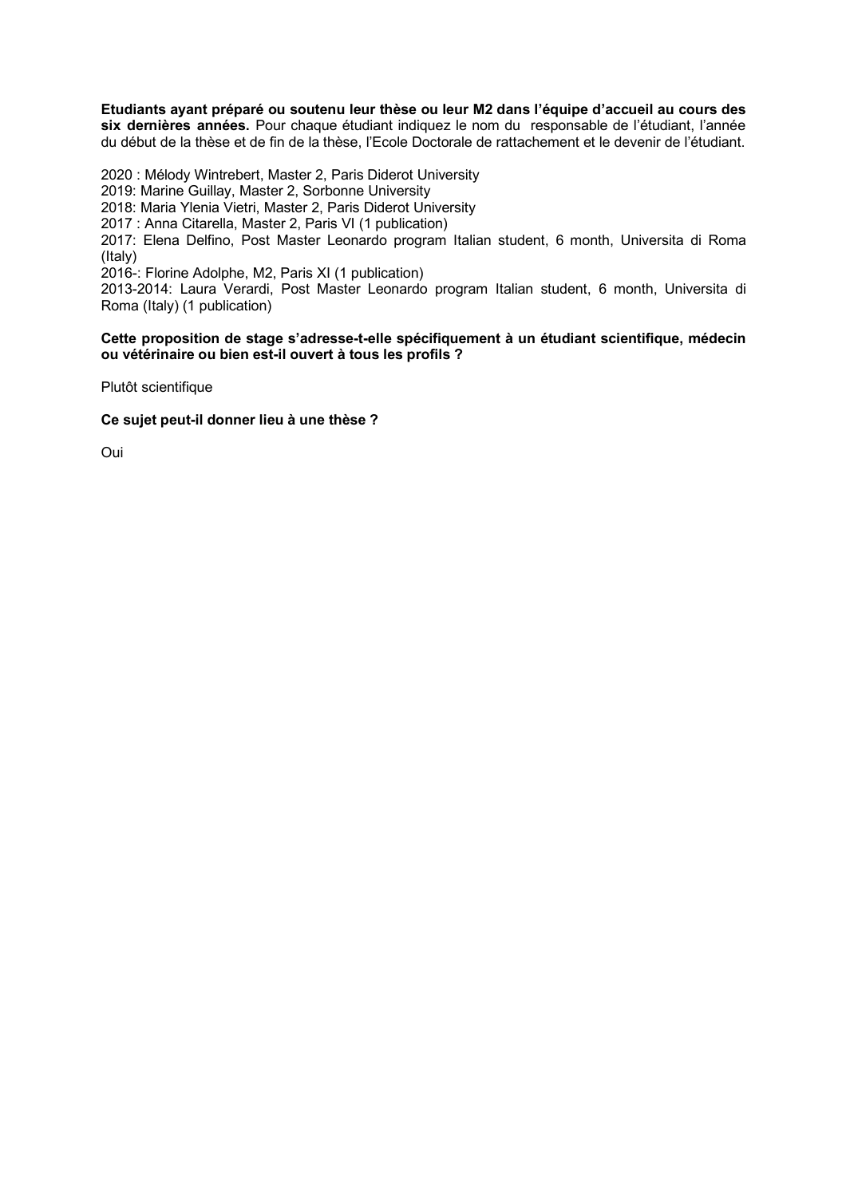**Etudiants ayant préparé ou soutenu leur thèse ou leur M2 dans l'équipe d'accueil au cours des six dernières années.** Pour chaque étudiant indiquez le nom du responsable de l'étudiant, l'année du début de la thèse et de fin de la thèse, l'Ecole Doctorale de rattachement et le devenir de l'étudiant.

2020 : Mélody Wintrebert, Master 2, Paris Diderot University
2019: Marine Guillay, Master 2, Sorbonne University
2018: Maria Ylenia Vietri, Master 2, Paris Diderot University
2017 : Anna Citarella, Master 2, Paris VI (1 publication)
2017: Elena Delfino, Post Master Leonardo program Italian student, 6 month, Universita di Roma (Italy)
2016-: Florine Adolphe, M2, Paris XI (1 publication)
2013-2014: Laura Verardi, Post Master Leonardo program Italian student, 6 month, Universita di Roma (Italy) (1 publication)

**Cette proposition de stage s'adresse-t-elle spécifiquement à un étudiant scientifique, médecin ou vétérinaire ou bien est-il ouvert à tous les profils ?**

Plutôt scientifique

**Ce sujet peut-il donner lieu à une thèse ?**

Oui